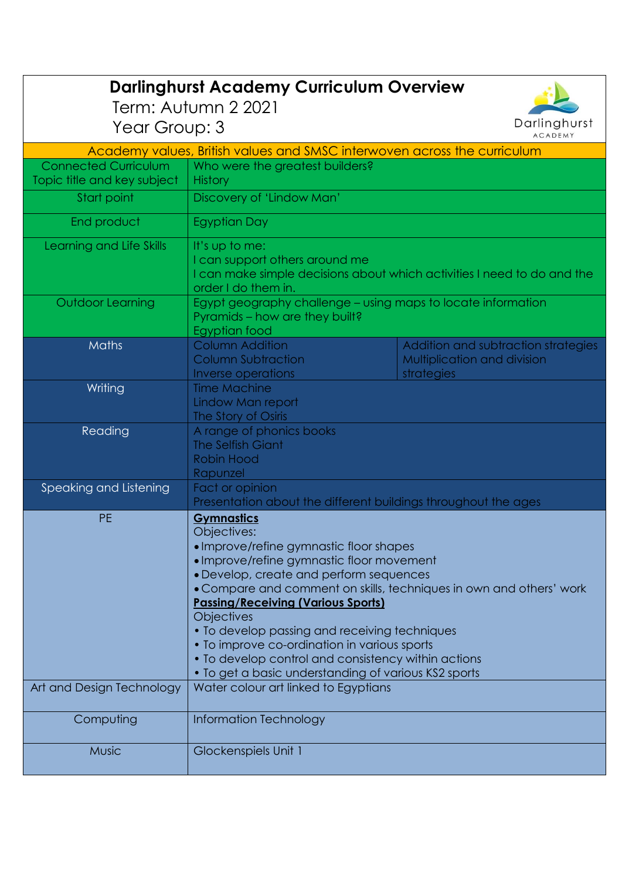# Darlinghurst Academy Curriculum Overview

Term: Autumn 2 2021

Year Group: 3

| Academy values, British values and SMSC interwoven across the curriculum | | |
|---|---|---|
| Connected Curriculum Topic title and key subject | Who were the greatest builders?<br>History | |
| Start point | Discovery of 'Lindow Man' | |
| End product | Egyptian Day | |
| Learning and Life Skills | It's up to me:<br>I can support others around me<br>I can make simple decisions about which activities I need to do and the order I do them in. | |
| Outdoor Learning | Egypt geography challenge – using maps to locate information<br>Pyramids – how are they built?<br>Egyptian food | |
| Maths | Column Addition<br>Column Subtraction<br>Inverse operations | Addition and subtraction strategies<br>Multiplication and division strategies |
| Writing | Time Machine<br>Lindow Man report<br>The Story of Osiris | |
| Reading | A range of phonics books<br>The Selfish Giant<br>Robin Hood<br>Rapunzel | |
| Speaking and Listening | Fact or opinion<br>Presentation about the different buildings throughout the ages | |
| PE | **Gymnastics**<br>Objectives:<br>• Improve/refine gymnastic floor shapes<br>• Improve/refine gymnastic floor movement<br>• Develop, create and perform sequences<br>• Compare and comment on skills, techniques in own and others' work<br>**Passing/Receiving (Various Sports)**<br>Objectives<br>• To develop passing and receiving techniques<br>• To improve co-ordination in various sports<br>• To develop control and consistency within actions<br>• To get a basic understanding of various KS2 sports | |
| Art and Design Technology | Water colour art linked to Egyptians | |
| Computing | Information Technology | |
| Music | Glockenspiels Unit 1 | |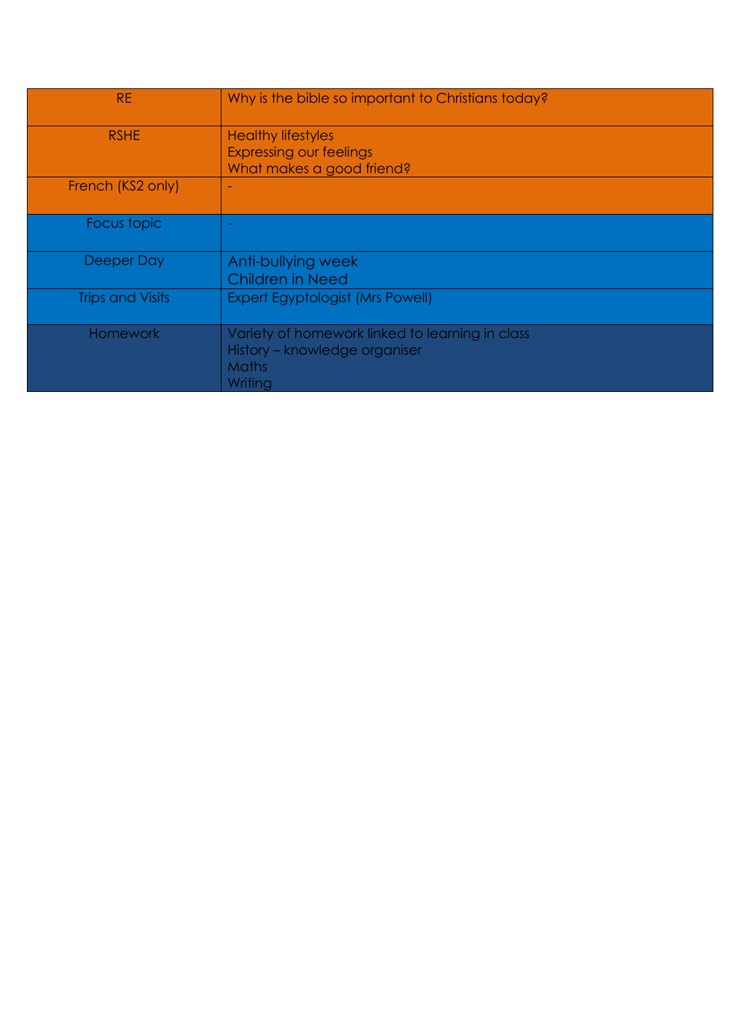| | |
|---|---|
| RE | Why is the bible so important to Christians today? |
| RSHE | Healthy lifestyles<br>Expressing our feelings<br>What makes a good friend? |
| French (KS2 only) | - |
| Focus topic | - |
| Deeper Day | Anti-bullying week<br>Children in Need |
| Trips and Visits | Expert Egyptologist (Mrs Powell) |
| Homework | Variety of homework linked to learning in class<br>History – knowledge organiser<br>Maths<br>Writing |